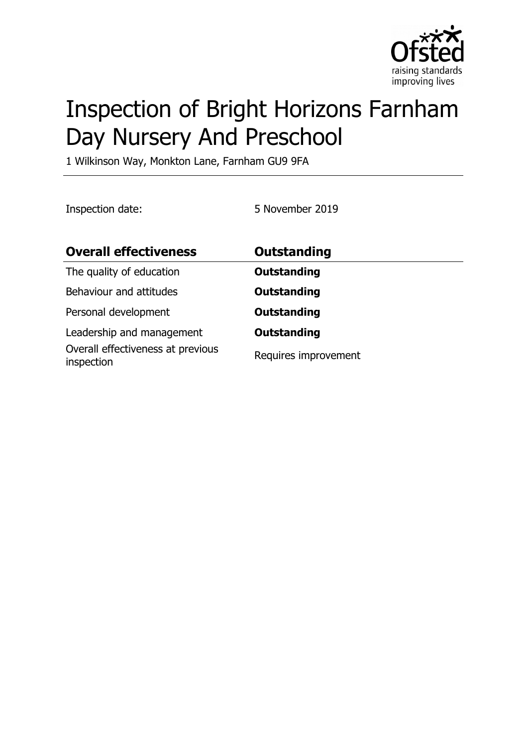# Inspection of Bright Horizons Farnham Day Nursery And Preschool

1 Wilkinson Way, Monkton Lane, Farnham GU9 9FA

Inspection date: 5 November 2019

| **Overall effectiveness** | **Outstanding** |
|---|---|
| The quality of education | **Outstanding** |
| Behaviour and attitudes | **Outstanding** |
| Personal development | **Outstanding** |
| Leadership and management | **Outstanding** |
| Overall effectiveness at previous inspection | Requires improvement |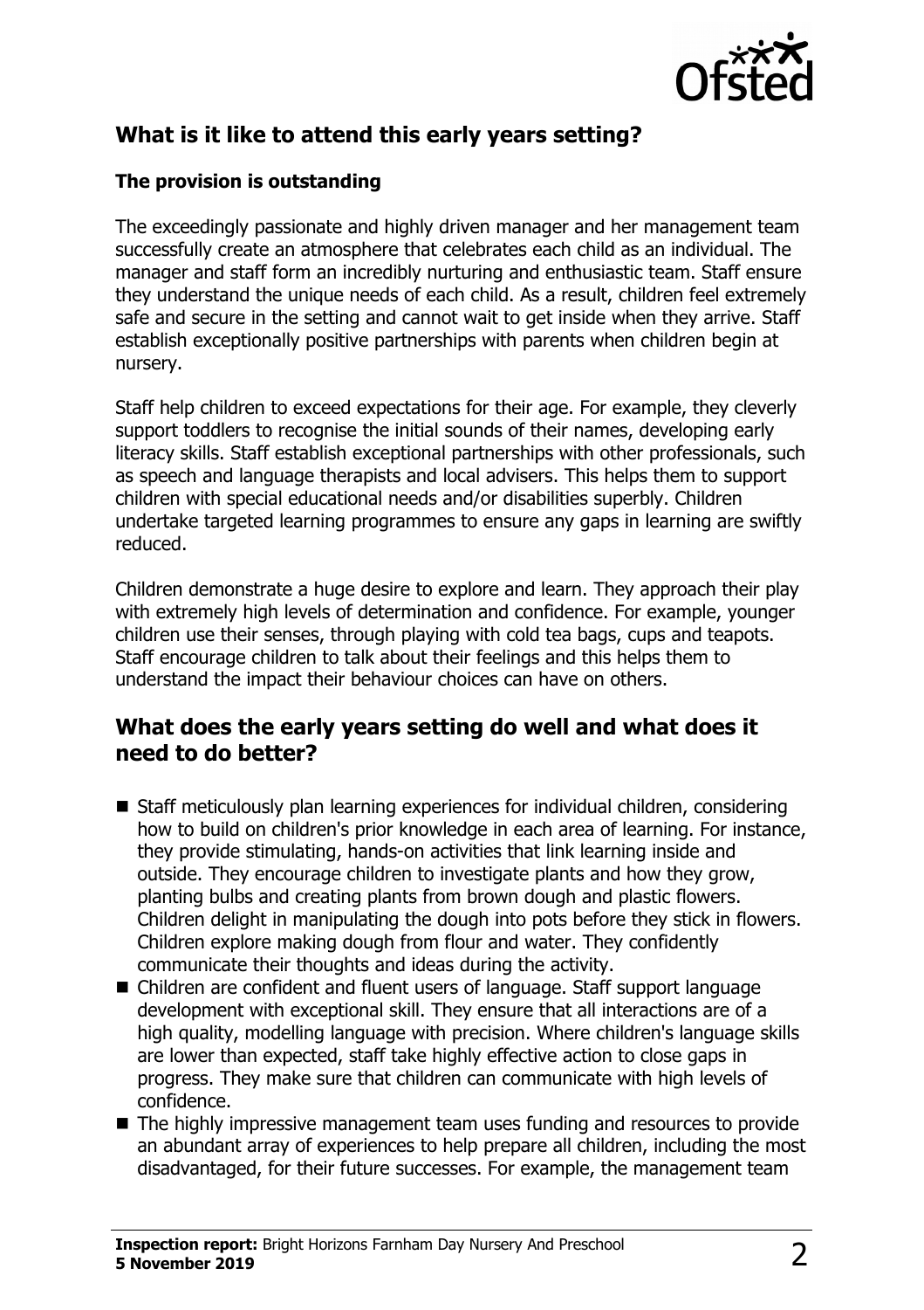## What is it like to attend this early years setting?

### The provision is outstanding

The exceedingly passionate and highly driven manager and her management team successfully create an atmosphere that celebrates each child as an individual. The manager and staff form an incredibly nurturing and enthusiastic team. Staff ensure they understand the unique needs of each child. As a result, children feel extremely safe and secure in the setting and cannot wait to get inside when they arrive. Staff establish exceptionally positive partnerships with parents when children begin at nursery.

Staff help children to exceed expectations for their age. For example, they cleverly support toddlers to recognise the initial sounds of their names, developing early literacy skills. Staff establish exceptional partnerships with other professionals, such as speech and language therapists and local advisers. This helps them to support children with special educational needs and/or disabilities superbly. Children undertake targeted learning programmes to ensure any gaps in learning are swiftly reduced.

Children demonstrate a huge desire to explore and learn. They approach their play with extremely high levels of determination and confidence. For example, younger children use their senses, through playing with cold tea bags, cups and teapots. Staff encourage children to talk about their feelings and this helps them to understand the impact their behaviour choices can have on others.

## What does the early years setting do well and what does it need to do better?

- Staff meticulously plan learning experiences for individual children, considering how to build on children's prior knowledge in each area of learning. For instance, they provide stimulating, hands-on activities that link learning inside and outside. They encourage children to investigate plants and how they grow, planting bulbs and creating plants from brown dough and plastic flowers. Children delight in manipulating the dough into pots before they stick in flowers. Children explore making dough from flour and water. They confidently communicate their thoughts and ideas during the activity.
- Children are confident and fluent users of language. Staff support language development with exceptional skill. They ensure that all interactions are of a high quality, modelling language with precision. Where children's language skills are lower than expected, staff take highly effective action to close gaps in progress. They make sure that children can communicate with high levels of confidence.
- The highly impressive management team uses funding and resources to provide an abundant array of experiences to help prepare all children, including the most disadvantaged, for their future successes. For example, the management team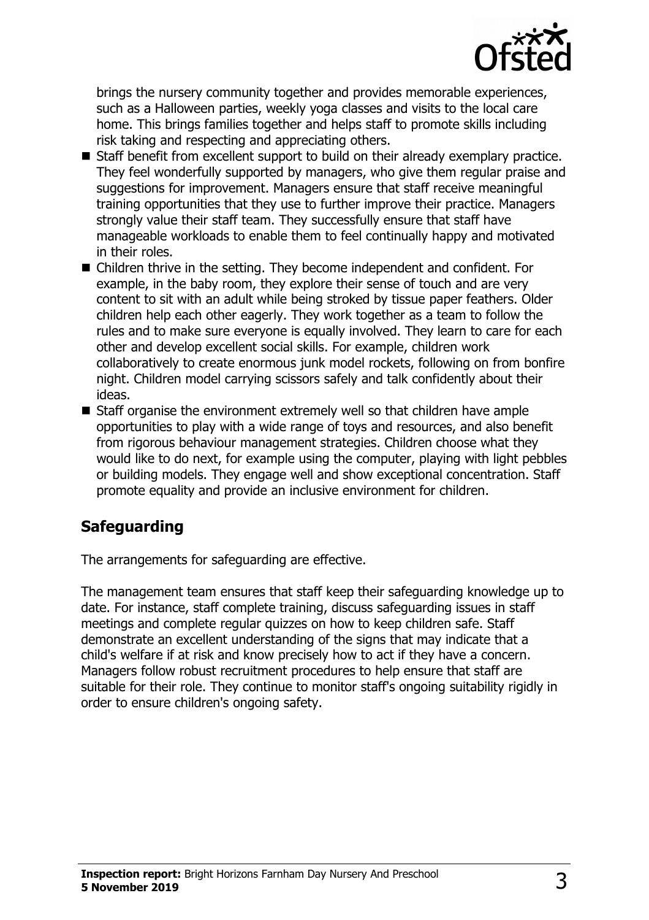brings the nursery community together and provides memorable experiences, such as a Halloween parties, weekly yoga classes and visits to the local care home. This brings families together and helps staff to promote skills including risk taking and respecting and appreciating others.

- Staff benefit from excellent support to build on their already exemplary practice. They feel wonderfully supported by managers, who give them regular praise and suggestions for improvement. Managers ensure that staff receive meaningful training opportunities that they use to further improve their practice. Managers strongly value their staff team. They successfully ensure that staff have manageable workloads to enable them to feel continually happy and motivated in their roles.
- Children thrive in the setting. They become independent and confident. For example, in the baby room, they explore their sense of touch and are very content to sit with an adult while being stroked by tissue paper feathers. Older children help each other eagerly. They work together as a team to follow the rules and to make sure everyone is equally involved. They learn to care for each other and develop excellent social skills. For example, children work collaboratively to create enormous junk model rockets, following on from bonfire night. Children model carrying scissors safely and talk confidently about their ideas.
- Staff organise the environment extremely well so that children have ample opportunities to play with a wide range of toys and resources, and also benefit from rigorous behaviour management strategies. Children choose what they would like to do next, for example using the computer, playing with light pebbles or building models. They engage well and show exceptional concentration. Staff promote equality and provide an inclusive environment for children.

## Safeguarding

The arrangements for safeguarding are effective.

The management team ensures that staff keep their safeguarding knowledge up to date. For instance, staff complete training, discuss safeguarding issues in staff meetings and complete regular quizzes on how to keep children safe. Staff demonstrate an excellent understanding of the signs that may indicate that a child's welfare if at risk and know precisely how to act if they have a concern. Managers follow robust recruitment procedures to help ensure that staff are suitable for their role. They continue to monitor staff's ongoing suitability rigidly in order to ensure children's ongoing safety.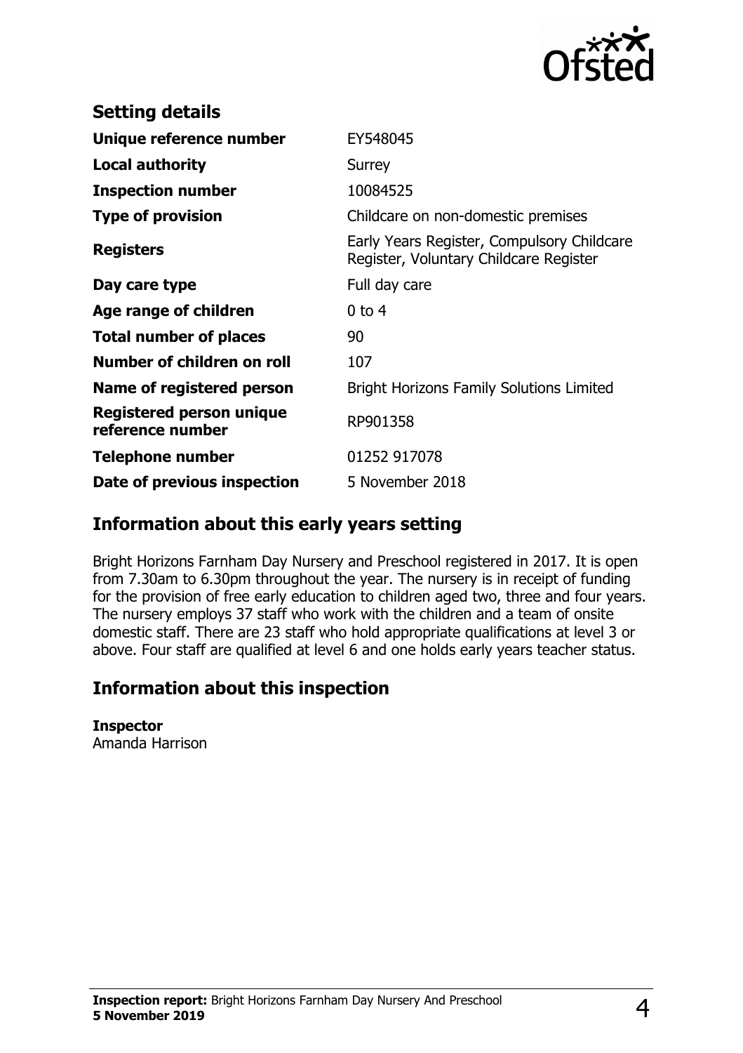## Setting details

| | |
|---|---|
| **Unique reference number** | EY548045 |
| **Local authority** | Surrey |
| **Inspection number** | 10084525 |
| **Type of provision** | Childcare on non-domestic premises |
| **Registers** | Early Years Register, Compulsory Childcare Register, Voluntary Childcare Register |
| **Day care type** | Full day care |
| **Age range of children** | 0 to 4 |
| **Total number of places** | 90 |
| **Number of children on roll** | 107 |
| **Name of registered person** | Bright Horizons Family Solutions Limited |
| **Registered person unique reference number** | RP901358 |
| **Telephone number** | 01252 917078 |
| **Date of previous inspection** | 5 November 2018 |

## Information about this early years setting

Bright Horizons Farnham Day Nursery and Preschool registered in 2017. It is open from 7.30am to 6.30pm throughout the year. The nursery is in receipt of funding for the provision of free early education to children aged two, three and four years. The nursery employs 37 staff who work with the children and a team of onsite domestic staff. There are 23 staff who hold appropriate qualifications at level 3 or above. Four staff are qualified at level 6 and one holds early years teacher status.

## Information about this inspection

**Inspector**
Amanda Harrison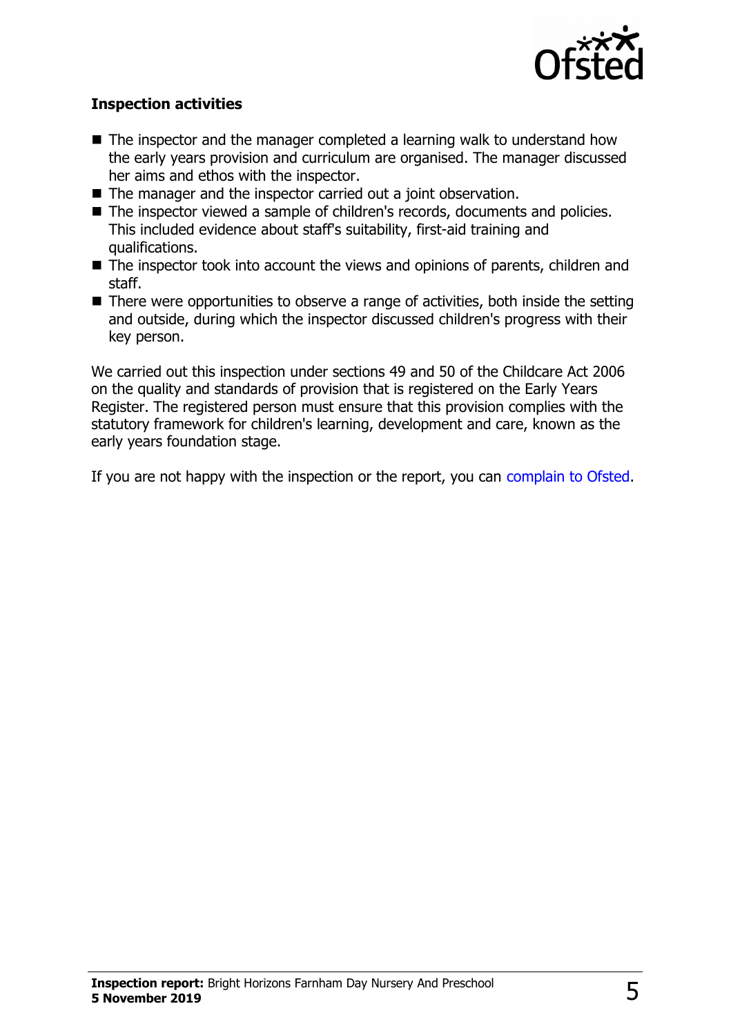### Inspection activities

- The inspector and the manager completed a learning walk to understand how the early years provision and curriculum are organised. The manager discussed her aims and ethos with the inspector.
- The manager and the inspector carried out a joint observation.
- The inspector viewed a sample of children's records, documents and policies. This included evidence about staff's suitability, first-aid training and qualifications.
- The inspector took into account the views and opinions of parents, children and staff.
- There were opportunities to observe a range of activities, both inside the setting and outside, during which the inspector discussed children's progress with their key person.

We carried out this inspection under sections 49 and 50 of the Childcare Act 2006 on the quality and standards of provision that is registered on the Early Years Register. The registered person must ensure that this provision complies with the statutory framework for children's learning, development and care, known as the early years foundation stage.

If you are not happy with the inspection or the report, you can complain to Ofsted.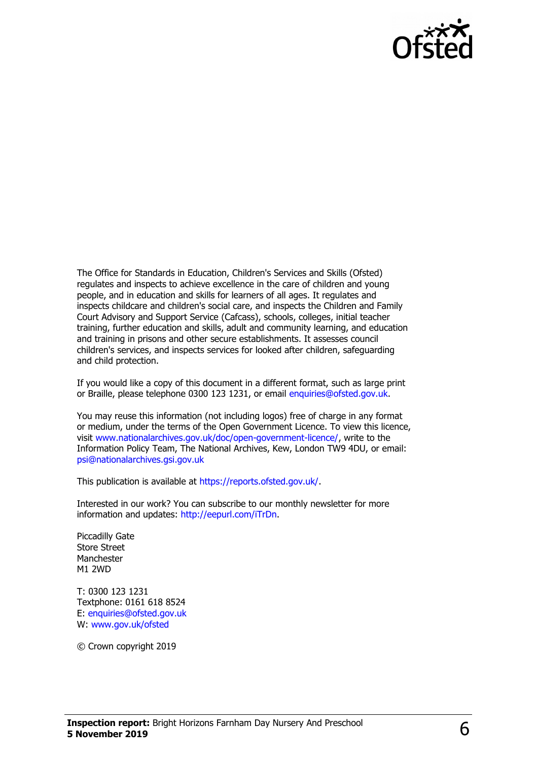The Office for Standards in Education, Children's Services and Skills (Ofsted) regulates and inspects to achieve excellence in the care of children and young people, and in education and skills for learners of all ages. It regulates and inspects childcare and children's social care, and inspects the Children and Family Court Advisory and Support Service (Cafcass), schools, colleges, initial teacher training, further education and skills, adult and community learning, and education and training in prisons and other secure establishments. It assesses council children's services, and inspects services for looked after children, safeguarding and child protection.

If you would like a copy of this document in a different format, such as large print or Braille, please telephone 0300 123 1231, or email enquiries@ofsted.gov.uk.

You may reuse this information (not including logos) free of charge in any format or medium, under the terms of the Open Government Licence. To view this licence, visit www.nationalarchives.gov.uk/doc/open-government-licence/, write to the Information Policy Team, The National Archives, Kew, London TW9 4DU, or email: psi@nationalarchives.gsi.gov.uk

This publication is available at https://reports.ofsted.gov.uk/.

Interested in our work? You can subscribe to our monthly newsletter for more information and updates: http://eepurl.com/iTrDn.

Piccadilly Gate
Store Street
Manchester
M1 2WD

T: 0300 123 1231
Textphone: 0161 618 8524
E: enquiries@ofsted.gov.uk
W: www.gov.uk/ofsted

© Crown copyright 2019